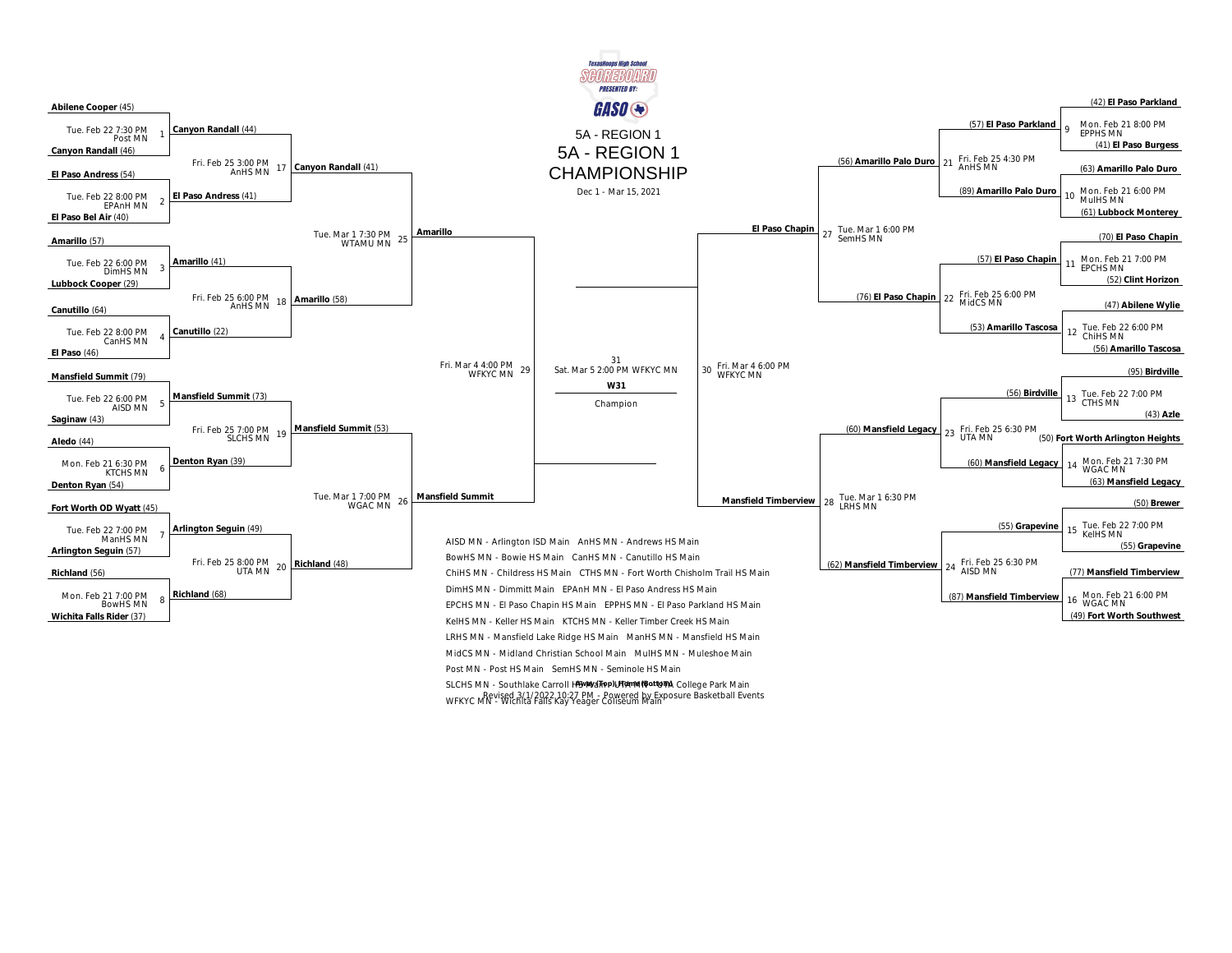TexasHoops High School SCOREBOARD PRESENTED BY: GASO

# 5A - REGION 1 CHAMPIONSHIP

5A - REGION 1

Dec 1 - Mar 15, 2021

## Left Bracket

| Game | Date/Time | Site | Team (Top) | Team (Bottom) | Winner |
|---|---|---|---|---|---|
| 1 | Tue. Feb 22 7:30 PM | Post MN | Abilene Cooper (45) | Canyon Randall (46) | Canyon Randall (44) |
| 2 | Tue. Feb 22 8:00 PM | EPAnH MN | El Paso Andress (54) | El Paso Bel Air (40) | El Paso Andress (41) |
| 3 | Tue. Feb 22 6:00 PM | DimHS MN | Amarillo (57) | Lubbock Cooper (29) | Amarillo (41) |
| 4 | Tue. Feb 22 8:00 PM | CanHS MN | Canutillo (64) | El Paso (46) | Canutillo (22) |
| 5 | Tue. Feb 22 6:00 PM | AISD MN | Mansfield Summit (79) | Saginaw (43) | Mansfield Summit (73) |
| 6 | Mon. Feb 21 6:30 PM | KTCHS MN | Aledo (44) | Denton Ryan (54) | Denton Ryan (39) |
| 7 | Tue. Feb 22 7:00 PM | ManHS MN | Fort Worth OD Wyatt (45) | Arlington Seguin (57) | Arlington Seguin (49) |
| 8 | Mon. Feb 21 7:00 PM | BowHS MN | Richland (56) | Wichita Falls Rider (37) | Richland (68) |
| 17 | Fri. Feb 25 3:00 PM | AnHS MN | Canyon Randall (44) | El Paso Andress (41) | Canyon Randall (41) |
| 18 | Fri. Feb 25 6:00 PM | AnHS MN | Amarillo (41) | Canutillo (22) | Amarillo (58) |
| 19 | Fri. Feb 25 7:00 PM | SLCHS MN | Mansfield Summit (73) | Denton Ryan (39) | Mansfield Summit (53) |
| 20 | Fri. Feb 25 8:00 PM | UTA MN | Arlington Seguin (49) | Richland (68) | Richland (48) |
| 25 | Tue. Mar 1 7:30 PM | WTAMU MN | Canyon Randall (41) | Amarillo (58) | Amarillo |
| 26 | Tue. Mar 1 7:00 PM | WGAC MN | Mansfield Summit (53) | Richland (48) | Mansfield Summit |
| 29 | Fri. Mar 4 4:00 PM | WFKYC MN | Amarillo | Mansfield Summit | |

## Right Bracket

| Game | Date/Time | Site | Team (Top) | Team (Bottom) | Winner |
|---|---|---|---|---|---|
| 9 | Mon. Feb 21 8:00 PM | EPPHS MN | (42) El Paso Parkland | (41) El Paso Burgess | (57) El Paso Parkland |
| 10 | Mon. Feb 21 6:00 PM | MulHS MN | (63) Amarillo Palo Duro | (61) Lubbock Monterey | (89) Amarillo Palo Duro |
| 11 | Mon. Feb 21 7:00 PM | EPCHS MN | (70) El Paso Chapin | (52) Clint Horizon | (57) El Paso Chapin |
| 12 | Tue. Feb 22 6:00 PM | ChiHS MN | (47) Abilene Wylie | (56) Amarillo Tascosa | (53) Amarillo Tascosa |
| 13 | Tue. Feb 22 7:00 PM | CTHS MN | (95) Birdville | (43) Azle | (56) Birdville |
| 14 | Mon. Feb 21 7:30 PM | WGAC MN | (50) Fort Worth Arlington Heights | (63) Mansfield Legacy | (60) Mansfield Legacy |
| 15 | Tue. Feb 22 7:00 PM | KelHS MN | (50) Brewer | (55) Grapevine | (55) Grapevine |
| 16 | Mon. Feb 21 6:00 PM | WGAC MN | (77) Mansfield Timberview | (49) Fort Worth Southwest | (87) Mansfield Timberview |
| 21 | Fri. Feb 25 4:30 PM | AnHS MN | (57) El Paso Parkland | (89) Amarillo Palo Duro | (56) Amarillo Palo Duro |
| 22 | Fri. Feb 25 6:00 PM | MidCS MN | (57) El Paso Chapin | (53) Amarillo Tascosa | (76) El Paso Chapin |
| 23 | Fri. Feb 25 6:30 PM | UTA MN | (56) Birdville | (60) Mansfield Legacy | (60) Mansfield Legacy |
| 24 | Fri. Feb 25 6:30 PM | AISD MN | (55) Grapevine | (87) Mansfield Timberview | (62) Mansfield Timberview |
| 27 | Tue. Mar 1 6:00 PM | SemHS MN | (56) Amarillo Palo Duro | (76) El Paso Chapin | El Paso Chapin |
| 28 | Tue. Mar 1 6:30 PM | LRHS MN | (60) Mansfield Legacy | (62) Mansfield Timberview | Mansfield Timberview |
| 30 | Fri. Mar 4 6:00 PM | WFKYC MN | El Paso Chapin | Mansfield Timberview | |

## Championship

31 Sat. Mar 5 2:00 PM WFKYC MN

W31

Champion

## Sites

AISD MN - Arlington ISD Main  AnHS MN - Andrews HS Main
BowHS MN - Bowie HS Main  CanHS MN - Canutillo HS Main
ChiHS MN - Childress HS Main  CTHS MN - Fort Worth Chisholm Trail HS Main
DimHS MN - Dimmitt Main  EPAnH MN - El Paso Andress HS Main
EPCHS MN - El Paso Chapin HS Main  EPPHS MN - El Paso Parkland HS Main
KelHS MN - Keller HS Main  KTCHS MN - Keller Timber Creek HS Main
LRHS MN - Mansfield Lake Ridge HS Main  ManHS MN - Mansfield HS Main
MidCS MN - Midland Christian School Main  MulHS MN - Muleshoe Main
Post MN - Post HS Main  SemHS MN - Seminole HS Main
SLCHS MN - Southlake Carroll HS Main  UTA MN - UTA College Park Main
WFKYC MN - Wichita Falls Kay Yeager Coliseum Main

Away (Top) Home (Bottom)

Revised 3/1/2022 10:27 PM - Powered by Exposure Basketball Events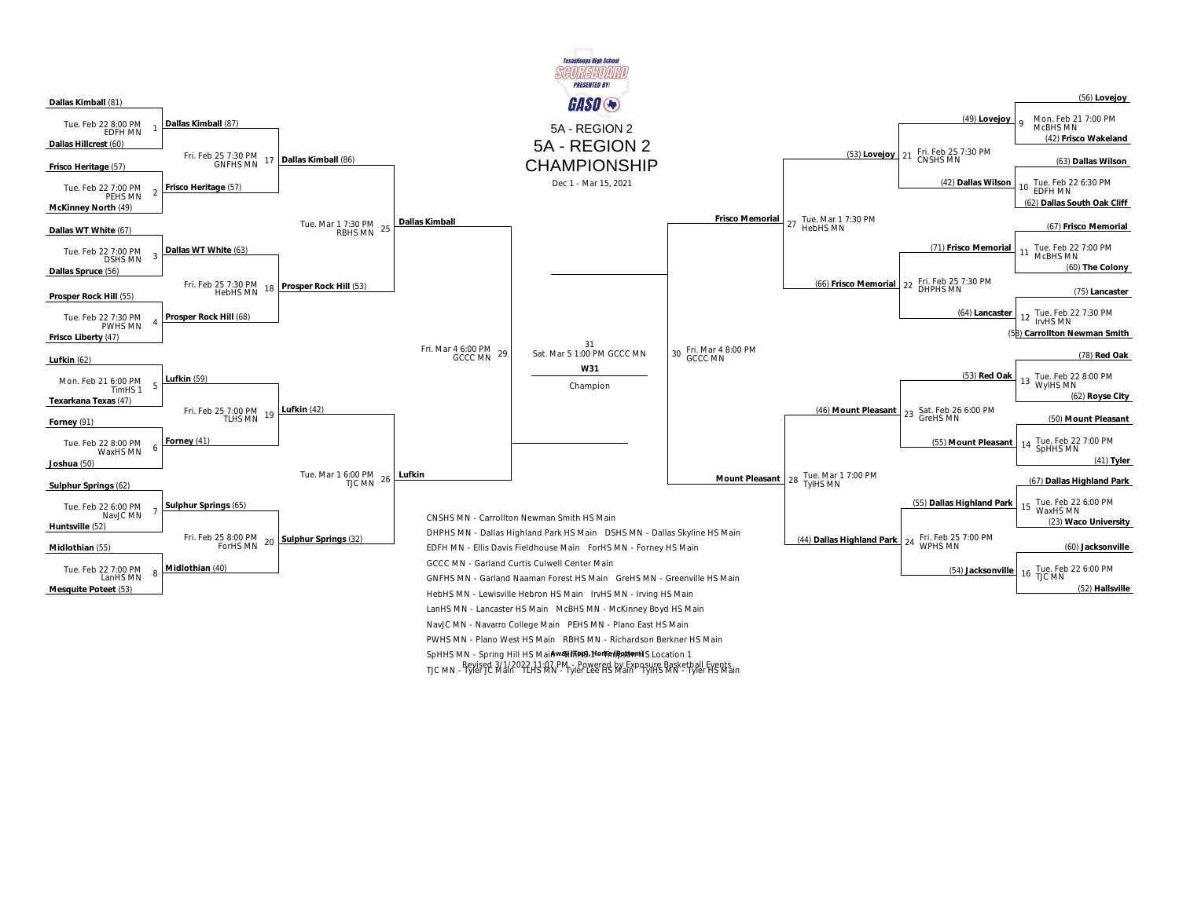TexasHoops High School SCOREBOARD PRESENTED BY: GASO

# 5A - REGION 2

## 5A - REGION 2 CHAMPIONSHIP

Dec 1 - Mar 15, 2021

### Left Bracket

**First Round**

| Game | Date/Time | Location | Team 1 | Team 2 |
|---|---|---|---|---|
| 1 | Tue. Feb 22 8:00 PM | EDFH MN | Dallas Kimball (81) | Dallas Hillcrest (60) |
| 2 | Tue. Feb 22 7:00 PM | PEHS MN | Frisco Heritage (57) | McKinney North (49) |
| 3 | Tue. Feb 22 7:00 PM | DSHS MN | Dallas WT White (67) | Dallas Spruce (56) |
| 4 | Tue. Feb 22 7:30 PM | PWHS MN | Prosper Rock Hill (55) | Frisco Liberty (47) |
| 5 | Mon. Feb 21 6:00 PM | TimHS 1 | Lufkin (62) | Texarkana Texas (47) |
| 6 | Tue. Feb 22 8:00 PM | WaxHS MN | Forney (91) | Joshua (50) |
| 7 | Tue. Feb 22 6:00 PM | NavJC MN | Sulphur Springs (62) | Huntsville (52) |
| 8 | Tue. Feb 22 7:00 PM | LanHS MN | Midlothian (55) | Mesquite Poteet (53) |

**Second Round**

| Game | Date/Time | Location | Team 1 | Team 2 |
|---|---|---|---|---|
| 17 | Fri. Feb 25 7:30 PM | GNFHS MN | Dallas Kimball (87) | Frisco Heritage (57) |
| 18 | Fri. Feb 25 7:30 PM | HebHS MN | Dallas WT White (63) | Prosper Rock Hill (68) |
| 19 | Fri. Feb 25 7:00 PM | TLHS MN | Lufkin (59) | Forney (41) |
| 20 | Fri. Feb 25 8:00 PM | ForHS MN | Sulphur Springs (65) | Midlothian (40) |

**Third Round**

| Game | Date/Time | Location | Team 1 | Team 2 |
|---|---|---|---|---|
| 25 | Tue. Mar 1 7:30 PM | RBHS MN | Dallas Kimball (86) | Prosper Rock Hill (53) |
| 26 | Tue. Mar 1 6:00 PM | TJC MN | Lufkin (42) | Sulphur Springs (32) |

**Semifinal**

| Game | Date/Time | Location | Team 1 | Team 2 |
|---|---|---|---|---|
| 29 | Fri. Mar 4 6:00 PM | GCCC MN | Dallas Kimball | Lufkin |

### Right Bracket

**First Round**

| Game | Date/Time | Location | Team 1 | Team 2 |
|---|---|---|---|---|
| 9 | Mon. Feb 21 7:00 PM | McBHS MN | (56) Lovejoy | (42) Frisco Wakeland |
| 10 | Tue. Feb 22 6:30 PM | EDFH MN | (63) Dallas Wilson | (62) Dallas South Oak Cliff |
| 11 | Tue. Feb 22 7:00 PM | McBHS MN | (67) Frisco Memorial | (60) The Colony |
| 12 | Tue. Feb 22 7:30 PM | IrvHS MN | (75) Lancaster | (58) Carrollton Newman Smith |
| 13 | Tue. Feb 22 8:00 PM | WylHS MN | (78) Red Oak | (62) Royse City |
| 14 | Tue. Feb 22 7:00 PM | SpHHS MN | (50) Mount Pleasant | (41) Tyler |
| 15 | Tue. Feb 22 6:00 PM | WaxHS MN | (67) Dallas Highland Park | (23) Waco University |
| 16 | Tue. Feb 22 6:00 PM | TJC MN | (60) Jacksonville | (52) Hallsville |

**Second Round**

| Game | Date/Time | Location | Team 1 | Team 2 |
|---|---|---|---|---|
| 21 | Fri. Feb 25 7:30 PM | CNSHS MN | (49) Lovejoy | (42) Dallas Wilson |
| 22 | Fri. Feb 25 7:30 PM | DHPHS MN | (71) Frisco Memorial | (64) Lancaster |
| 23 | Sat. Feb 26 6:00 PM | GreHS MN | (53) Red Oak | (55) Mount Pleasant |
| 24 | Fri. Feb 25 7:00 PM | WPHS MN | (55) Dallas Highland Park | (54) Jacksonville |

**Third Round**

| Game | Date/Time | Location | Team 1 | Team 2 |
|---|---|---|---|---|
| 27 | Tue. Mar 1 7:30 PM | HebHS MN | (53) Lovejoy | (66) Frisco Memorial |
| 28 | Tue. Mar 1 7:00 PM | TylHS MN | (46) Mount Pleasant | (44) Dallas Highland Park |

**Semifinal**

| Game | Date/Time | Location | Team 1 | Team 2 |
|---|---|---|---|---|
| 30 | Fri. Mar 4 8:00 PM | GCCC MN | Frisco Memorial | Mount Pleasant |

### Championship

31 — Sat. Mar 5 1:00 PM GCCC MN

W31

Champion

### Locations

- CNSHS MN - Carrollton Newman Smith HS Main
- DHPHS MN - Dallas Highland Park HS Main
- DSHS MN - Dallas Skyline HS Main
- EDFH MN - Ellis Davis Fieldhouse Main
- ForHS MN - Forney HS Main
- GCCC MN - Garland Curtis Culwell Center Main
- GNFHS MN - Garland Naaman Forest HS Main
- GreHS MN - Greenville HS Main
- HebHS MN - Lewisville Hebron HS Main
- IrvHS MN - Irving HS Main
- LanHS MN - Lancaster HS Main
- McBHS MN - McKinney Boyd HS Main
- NavJC MN - Navarro College Main
- PEHS MN - Plano East HS Main
- PWHS MN - Plano West HS Main
- RBHS MN - Richardson Berkner HS Main
- SpHHS MN - Spring Hill HS Main
- TimHS 1 - Timpson HS Location 1
- TJC MN - Tyler JC Main
- TLHS MN - Tyler Lee HS Main
- TylHS MN - Tyler HS Main

Away (Top), Home (Bottom)

Revised 3/1/2022 11:07 PM - Powered by Exposure Basketball Events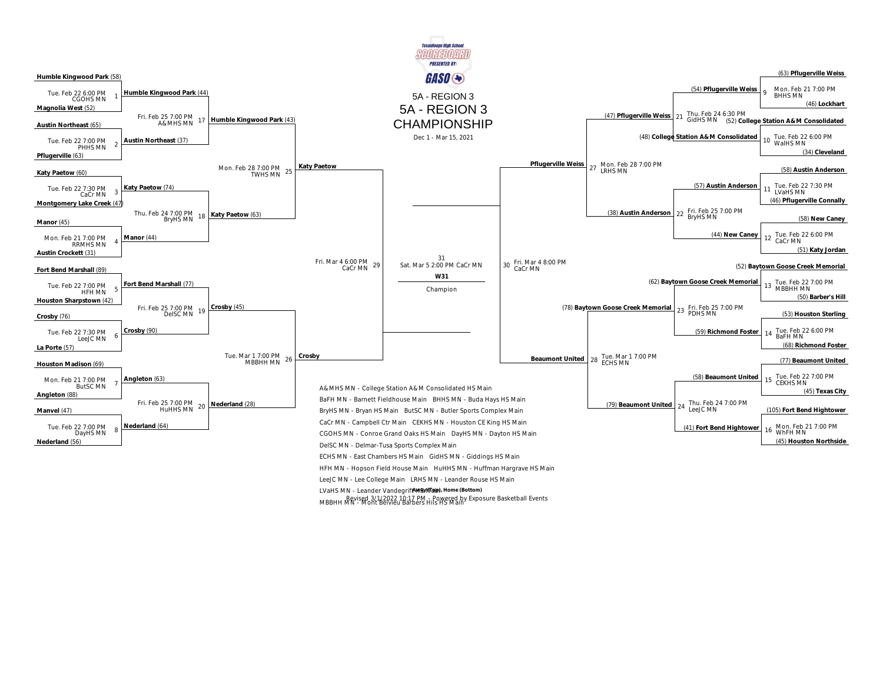TexasHoops High School SCOREBOARD PRESENTED BY: GASO

# 5A - REGION 3

## 5A - REGION 3 CHAMPIONSHIP

Dec 1 - Mar 15, 2021

### First Round

| Game | Date/Time | Location | Top Team | Bottom Team |
|---|---|---|---|---|
| 1 | Tue. Feb 22 6:00 PM | CGOHS MN | Humble Kingwood Park (58) | Magnolia West (52) |
| 2 | Tue. Feb 22 7:00 PM | PHHS MN | Austin Northeast (65) | Pflugerville (63) |
| 3 | Tue. Feb 22 7:30 PM | CaCr MN | Katy Paetow (60) | Montgomery Lake Creek (47) |
| 4 | Mon. Feb 21 7:00 PM | RRMHS MN | Manor (45) | Austin Crockett (31) |
| 5 | Tue. Feb 22 7:00 PM | HFH MN | Fort Bend Marshall (89) | Houston Sharpstown (42) |
| 6 | Tue. Feb 22 7:30 PM | LeeJC MN | Crosby (76) | La Porte (57) |
| 7 | Mon. Feb 21 7:00 PM | ButSC MN | Houston Madison (69) | Angleton (88) |
| 8 | Tue. Feb 22 7:00 PM | DayHS MN | Manvel (47) | Nederland (56) |
| 9 | Mon. Feb 21 7:00 PM | BHHS MN | (63) Pflugerville Weiss | (46) Lockhart |
| 10 | Tue. Feb 22 6:00 PM | WalHS MN | (52) College Station A&M Consolidated | (34) Cleveland |
| 11 | Tue. Feb 22 7:30 PM | LVaHS MN | (58) Austin Anderson | (46) Pflugerville Connally |
| 12 | Tue. Feb 22 6:00 PM | CaCr MN | (58) New Caney | (51) Katy Jordan |
| 13 | Tue. Feb 22 7:00 PM | MBBHH MN | (52) Baytown Goose Creek Memorial | (50) Barber's Hill |
| 14 | Tue. Feb 22 6:00 PM | BaFH MN | (53) Houston Sterling | (68) Richmond Foster |
| 15 | Tue. Feb 22 7:00 PM | CEKHS MN | (77) Beaumont United | (45) Texas City |
| 16 | Mon. Feb 21 7:00 PM | WhFH MN | (105) Fort Bend Hightower | (45) Houston Northside |

### Second Round

| Game | Date/Time | Location | Top Team | Bottom Team |
|---|---|---|---|---|
| 17 | Fri. Feb 25 7:00 PM | A&MHS MN | Humble Kingwood Park (44) | Austin Northeast (37) |
| 18 | Thu. Feb 24 7:00 PM | BryHS MN | Katy Paetow (74) | Manor (44) |
| 19 | Fri. Feb 25 7:00 PM | DelSC MN | Fort Bend Marshall (77) | Crosby (90) |
| 20 | Fri. Feb 25 7:00 PM | HuHHS MN | Angleton (63) | Nederland (64) |
| 21 | Thu. Feb 24 6:30 PM | GidHS MN | (54) Pflugerville Weiss | (48) College Station A&M Consolidated |
| 22 | Fri. Feb 25 7:00 PM | BryHS MN | (57) Austin Anderson | (44) New Caney |
| 23 | Fri. Feb 25 7:00 PM | PDHS MN | (62) Baytown Goose Creek Memorial | (59) Richmond Foster |
| 24 | Thu. Feb 24 7:00 PM | LeeJC MN | (58) Beaumont United | (41) Fort Bend Hightower |

### Regional Quarterfinals

| Game | Date/Time | Location | Top Team | Bottom Team |
|---|---|---|---|---|
| 25 | Mon. Feb 28 7:00 PM | TWHS MN | Humble Kingwood Park (43) | Katy Paetow (63) |
| 26 | Tue. Mar 1 7:00 PM | MBBHH MN | Crosby (45) | Nederland (28) |
| 27 | Mon. Feb 28 7:00 PM | LRHS MN | (47) Pflugerville Weiss | (38) Austin Anderson |
| 28 | Tue. Mar 1 7:00 PM | ECHS MN | (78) Baytown Goose Creek Memorial | (79) Beaumont United |

### Regional Semifinals

| Game | Date/Time | Location | Top Team | Bottom Team |
|---|---|---|---|---|
| 29 | Fri. Mar 4 6:00 PM | CaCr MN | Katy Paetow | Crosby |
| 30 | Fri. Mar 4 8:00 PM | CaCr MN | Pflugerville Weiss | Beaumont United |

### Regional Final

| Game | Date/Time | Location | Result |
|---|---|---|---|
| 31 | Sat. Mar 5 2:00 PM | CaCr MN | W31 — Champion |

### Locations

A&MHS MN - College Station A&M Consolidated HS Main
BaFH MN - Barnett Fieldhouse Main   BHHS MN - Buda Hays HS Main
BryHS MN - Bryan HS Main   ButSC MN - Butler Sports Complex Main
CaCr MN - Campbell Ctr Main   CEKHS MN - Houston CE King HS Main
CGOHS MN - Conroe Grand Oaks HS Main   DayHS MN - Dayton HS Main
DelSC MN - Delmar-Tusa Sports Complex Main
ECHS MN - East Chambers HS Main   GidHS MN - Giddings HS Main
HFH MN - Hopson Field House Main   HuHHS MN - Huffman Hargrave HS Main
LeeJC MN - Lee College Main   LRHS MN - Leander Rouse HS Main
LVaHS MN - Leander Vandegrift HS Main
MBBHH MN - Mont Belvieu Barbers Hils HS Main

Away (Top), Home (Bottom)

Revised 3/1/2022 10:17 PM - Powered by Exposure Basketball Events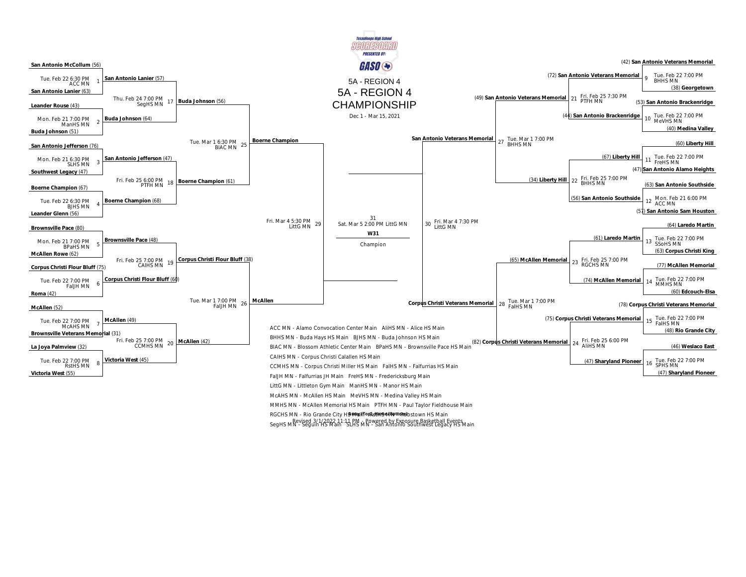TexasHoops High School SCOREBOARD PRESENTED BY: GASO

5A - REGION 4

# 5A - REGION 4 CHAMPIONSHIP

Dec 1 - Mar 15, 2021

**Left bracket**

San Antonio McCollum (56)
Tue. Feb 22 6:30 PM ACC MN 1
San Antonio Lanier (63)

Leander Rouse (43)
Mon. Feb 21 7:00 PM ManHS MN 2
Buda Johnson (51)

San Antonio Jefferson (76)
Mon. Feb 21 6:30 PM SLHS MN 3
Southwest Legacy (47)

Boerne Champion (67)
Tue. Feb 22 6:30 PM BJHS MN 4
Leander Glenn (56)

Brownsville Pace (80)
Mon. Feb 21 7:00 PM BPaHS MN 5
McAllen Rowe (62)

Corpus Christi Flour Bluff (75)
Tue. Feb 22 7:00 PM FalJH MN 6
Roma (42)

McAllen (52)
Tue. Feb 22 7:00 PM McAHS MN 7
Brownsville Veterans Memorial (31)

La Joya Palmview (32)
Tue. Feb 22 7:00 PM RstHS MN 8
Victoria West (55)

San Antonio Lanier (57)
Thu. Feb 24 7:00 PM SegHS MN 17
Buda Johnson (64)

San Antonio Jefferson (47)
Fri. Feb 25 6:00 PM PTFH MN 18
Boerne Champion (68)

Brownsville Pace (48)
Fri. Feb 25 7:00 PM CAlHS MN 19
Corpus Christi Flour Bluff (60)

McAllen (49)
Fri. Feb 25 7:00 PM CCMHS MN 20
Victoria West (45)

Buda Johnson (56)
Tue. Mar 1 6:30 PM BlAC MN 25
Boerne Champion (61)

Corpus Christi Flour Bluff (38)
Tue. Mar 1 7:00 PM FalJH MN 26
McAllen (42)

Boerne Champion
Fri. Mar 4 5:30 PM LittG MN 29
McAllen

**Right bracket**

(42) San Antonio Veterans Memorial
Tue. Feb 22 7:00 PM BHHS MN 9
(38) Georgetown

(53) San Antonio Brackenridge
Tue. Feb 22 7:00 PM MeVHS MN 10
(40) Medina Valley

(60) Liberty Hill
Tue. Feb 22 7:00 PM FreHS MN 11
(47) San Antonio Alamo Heights

(63) San Antonio Southside
Mon. Feb 21 6:00 PM ACC MN 12
(57) San Antonio Sam Houston

(64) Laredo Martin
Tue. Feb 22 7:00 PM SSoHS MN 13
(63) Corpus Christi King

(77) McAllen Memorial
Tue. Feb 22 7:00 PM MMHS MN 14
(60) Edcouch-Elsa

(78) Corpus Christi Veterans Memorial
Tue. Feb 22 7:00 PM FalHS MN 15
(48) Rio Grande City

(46) Weslaco East
Tue. Feb 22 7:00 PM SPHS MN 16
(47) Sharyland Pioneer

(72) San Antonio Veterans Memorial
Fri. Feb 25 7:30 PM PTFH MN 21
(44) San Antonio Brackenridge

(67) Liberty Hill
Fri. Feb 25 7:00 PM BHHS MN 22
(56) San Antonio Southside

(61) Laredo Martin
Fri. Feb 25 7:00 PM RGCHS MN 23
(74) McAllen Memorial

(75) Corpus Christi Veterans Memorial
Fri. Feb 25 6:00 PM AliHS MN 24
(47) Sharyland Pioneer

(49) San Antonio Veterans Memorial
Tue. Mar 1 7:00 PM BHHS MN 27
(34) Liberty Hill

(65) McAllen Memorial
Tue. Mar 1 7:00 PM FalHS MN 28
(82) Corpus Christi Veterans Memorial

San Antonio Veterans Memorial
Fri. Mar 4 7:30 PM LittG MN 30
Corpus Christi Veterans Memorial

**Championship**

31
Sat. Mar 5 2:00 PM LittG MN
W31
Champion

**Locations**

ACC MN - Alamo Convocation Center Main AliHS MN - Alice HS Main
BHHS MN - Buda Hays HS Main BJHS MN - Buda Johnson HS Main
BlAC MN - Blossom Athletic Center Main BPaHS MN - Brownsville Pace HS Main
CAlHS MN - Corpus Christi Calallen HS Main
CCMHS MN - Corpus Christi Miller HS Main FalHS MN - Falfurrias HS Main
FalJH MN - Falfurrias JH Main FreHS MN - Fredericksburg Main
LittG MN - Littleton Gym Main ManHS MN - Manor HS Main
McAHS MN - McAllen HS Main MeVHS MN - Medina Valley HS Main
MMHS MN - McAllen Memorial HS Main PTFH MN - Paul Taylor Fieldhouse Main
RGCHS MN - Rio Grande City HS Main RstHS MN - Robstown HS Main
SegHS MN - Seguin HS Main SLHS MN - San Antonio Southwest Legacy HS Main

Away (Top), Home (Bottom)

Revised 3/1/2022 11:11 PM - Powered by Exposure Basketball Events